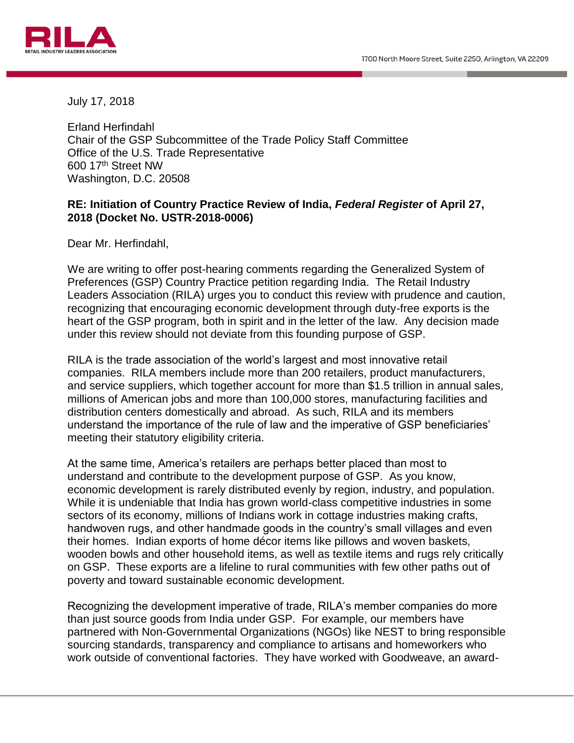RILA
RETAIL INDUSTRY LEADERS ASSOCIATION

1700 North Moore Street, Suite 2250, Arlington, VA 22209

July 17, 2018

Erland Herfindahl
Chair of the GSP Subcommittee of the Trade Policy Staff Committee
Office of the U.S. Trade Representative
600 17th Street NW
Washington, D.C. 20508

**RE: Initiation of Country Practice Review of India, *Federal Register* of April 27, 2018 (Docket No. USTR-2018-0006)**

Dear Mr. Herfindahl,

We are writing to offer post-hearing comments regarding the Generalized System of Preferences (GSP) Country Practice petition regarding India. The Retail Industry Leaders Association (RILA) urges you to conduct this review with prudence and caution, recognizing that encouraging economic development through duty-free exports is the heart of the GSP program, both in spirit and in the letter of the law. Any decision made under this review should not deviate from this founding purpose of GSP.

RILA is the trade association of the world's largest and most innovative retail companies. RILA members include more than 200 retailers, product manufacturers, and service suppliers, which together account for more than $1.5 trillion in annual sales, millions of American jobs and more than 100,000 stores, manufacturing facilities and distribution centers domestically and abroad. As such, RILA and its members understand the importance of the rule of law and the imperative of GSP beneficiaries' meeting their statutory eligibility criteria.

At the same time, America's retailers are perhaps better placed than most to understand and contribute to the development purpose of GSP. As you know, economic development is rarely distributed evenly by region, industry, and population. While it is undeniable that India has grown world-class competitive industries in some sectors of its economy, millions of Indians work in cottage industries making crafts, handwoven rugs, and other handmade goods in the country's small villages and even their homes. Indian exports of home décor items like pillows and woven baskets, wooden bowls and other household items, as well as textile items and rugs rely critically on GSP. These exports are a lifeline to rural communities with few other paths out of poverty and toward sustainable economic development.

Recognizing the development imperative of trade, RILA's member companies do more than just source goods from India under GSP. For example, our members have partnered with Non-Governmental Organizations (NGOs) like NEST to bring responsible sourcing standards, transparency and compliance to artisans and homeworkers who work outside of conventional factories. They have worked with Goodweave, an award-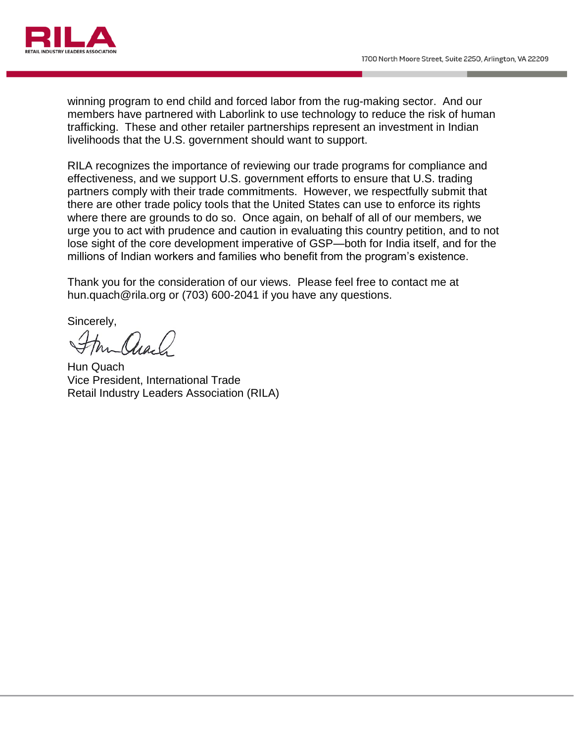winning program to end child and forced labor from the rug-making sector. And our members have partnered with Laborlink to use technology to reduce the risk of human trafficking. These and other retailer partnerships represent an investment in Indian livelihoods that the U.S. government should want to support.

RILA recognizes the importance of reviewing our trade programs for compliance and effectiveness, and we support U.S. government efforts to ensure that U.S. trading partners comply with their trade commitments. However, we respectfully submit that there are other trade policy tools that the United States can use to enforce its rights where there are grounds to do so. Once again, on behalf of all of our members, we urge you to act with prudence and caution in evaluating this country petition, and to not lose sight of the core development imperative of GSP—both for India itself, and for the millions of Indian workers and families who benefit from the program's existence.

Thank you for the consideration of our views. Please feel free to contact me at hun.quach@rila.org or (703) 600-2041 if you have any questions.

Sincerely,

Hun Quach
Vice President, International Trade
Retail Industry Leaders Association (RILA)